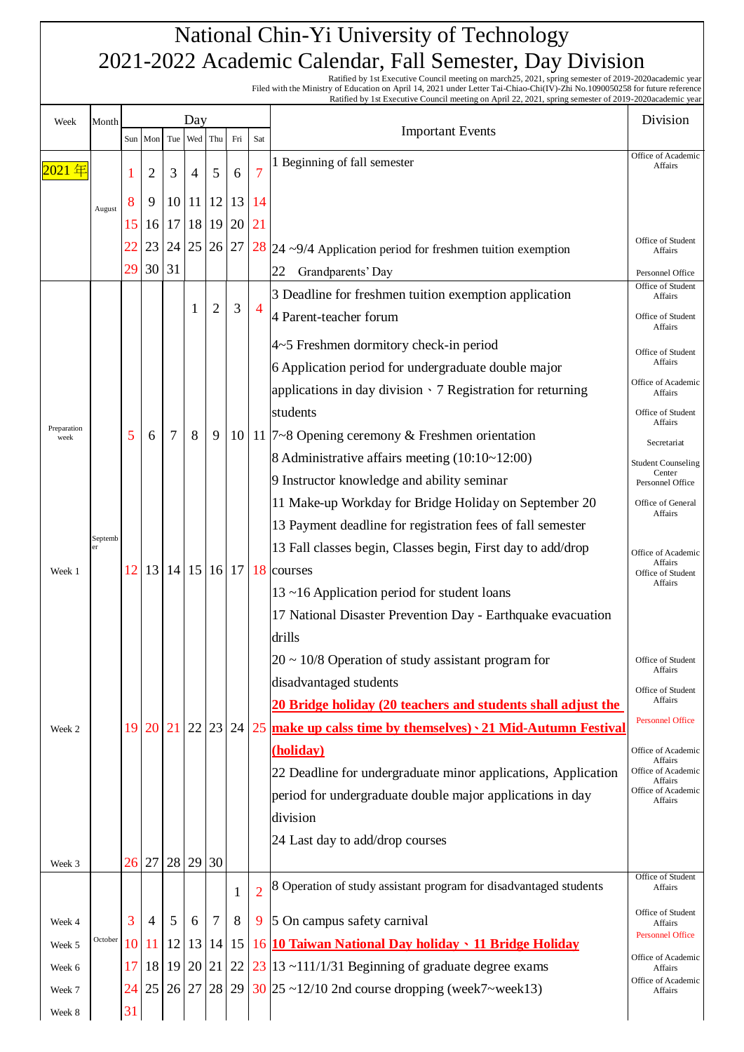# National Chin-Yi University of Technology
# 2021-2022 Academic Calendar, Fall Semester, Day Division

Ratified by 1st Executive Council meeting on march25, 2021, spring semester of 2019-2020academic year
Filed with the Ministry of Education on April 14, 2021 under Letter Tai-Chiao-Chi(IV)-Zhi No.1090050258 for future reference
Ratified by 1st Executive Council meeting on April 22, 2021, spring semester of 2019-2020academic year

| Week | Month | Sun | Mon | Tue | Wed | Thu | Fri | Sat | Important Events | Division |
|---|---|---|---|---|---|---|---|---|---|---|
| 2021 年 | August | 1 | 2 | 3 | 4 | 5 | 6 | 7 | 1 Beginning of fall semester | Office of Academic Affairs |
| | | 8 | 9 | 10 | 11 | 12 | 13 | 14 | | |
| | | 15 | 16 | 17 | 18 | 19 | 20 | 21 | | |
| | | 22 | 23 | 24 | 25 | 26 | 27 | 28 | 24 ~9/4 Application period for freshmen tuition exemption | Office of Student Affairs |
| | | 29 | 30 | 31 | | | | | 22 Grandparents' Day | Personnel Office |
| | September | | | | 1 | 2 | 3 | 4 | 3 Deadline for freshmen tuition exemption application<br>4 Parent-teacher forum<br>4~5 Freshmen dormitory check-in period | Office of Student Affairs<br>Office of Student Affairs<br>Office of Student Affairs |
| Preparation week | | 5 | 6 | 7 | 8 | 9 | 10 | 11 | 6 Application period for undergraduate double major applications in day division、7 Registration for returning students<br>7~8 Opening ceremony & Freshmen orientation<br>8 Administrative affairs meeting (10:10~12:00)<br>9 Instructor knowledge and ability seminar<br>11 Make-up Workday for Bridge Holiday on September 20 | Office of Academic Affairs<br>Office of Student Affairs<br>Secretariat<br>Student Counseling Center<br>Personnel Office |
| Week 1 | | 12 | 13 | 14 | 15 | 16 | 17 | 18 | 13 Payment deadline for registration fees of fall semester<br>13 Fall classes begin, Classes begin, First day to add/drop courses<br>13 ~16 Application period for student loans<br>17 National Disaster Prevention Day - Earthquake evacuation drills | Office of General Affairs<br>Office of Academic Affairs<br>Office of Student Affairs |
| Week 2 | | 19 | 20 | 21 | 22 | 23 | 24 | 25 | 20 ~ 10/8 Operation of study assistant program for disadvantaged students<br>**20 Bridge holiday (20 teachers and students shall adjust the make up calss time by themselves)、21 Mid-Autumn Festival (holiday)**<br>22 Deadline for undergraduate minor applications, Application period for undergraduate double major applications in day division<br>24 Last day to add/drop courses | Office of Student Affairs<br>Office of Student Affairs<br>Personnel Office<br>Office of Academic Affairs<br>Office of Academic Affairs<br>Office of Academic Affairs |
| Week 3 | | 26 | 27 | 28 | 29 | 30 | | | | |
| | October | | | | | | 1 | 2 | 8 Operation of study assistant program for disadvantaged students | Office of Student Affairs |
| Week 4 | | 3 | 4 | 5 | 6 | 7 | 8 | 9 | 5 On campus safety carnival | Office of Student Affairs |
| Week 5 | | 10 | 11 | 12 | 13 | 14 | 15 | 16 | **10 Taiwan National Day holiday、11 Bridge Holiday** | Personnel Office |
| Week 6 | | 17 | 18 | 19 | 20 | 21 | 22 | 23 | 13 ~111/1/31 Beginning of graduate degree exams | Office of Academic Affairs |
| Week 7 | | 24 | 25 | 26 | 27 | 28 | 29 | 30 | 25 ~12/10 2nd course dropping (week7~week13) | Office of Academic Affairs |
| Week 8 | | 31 | | | | | | | | |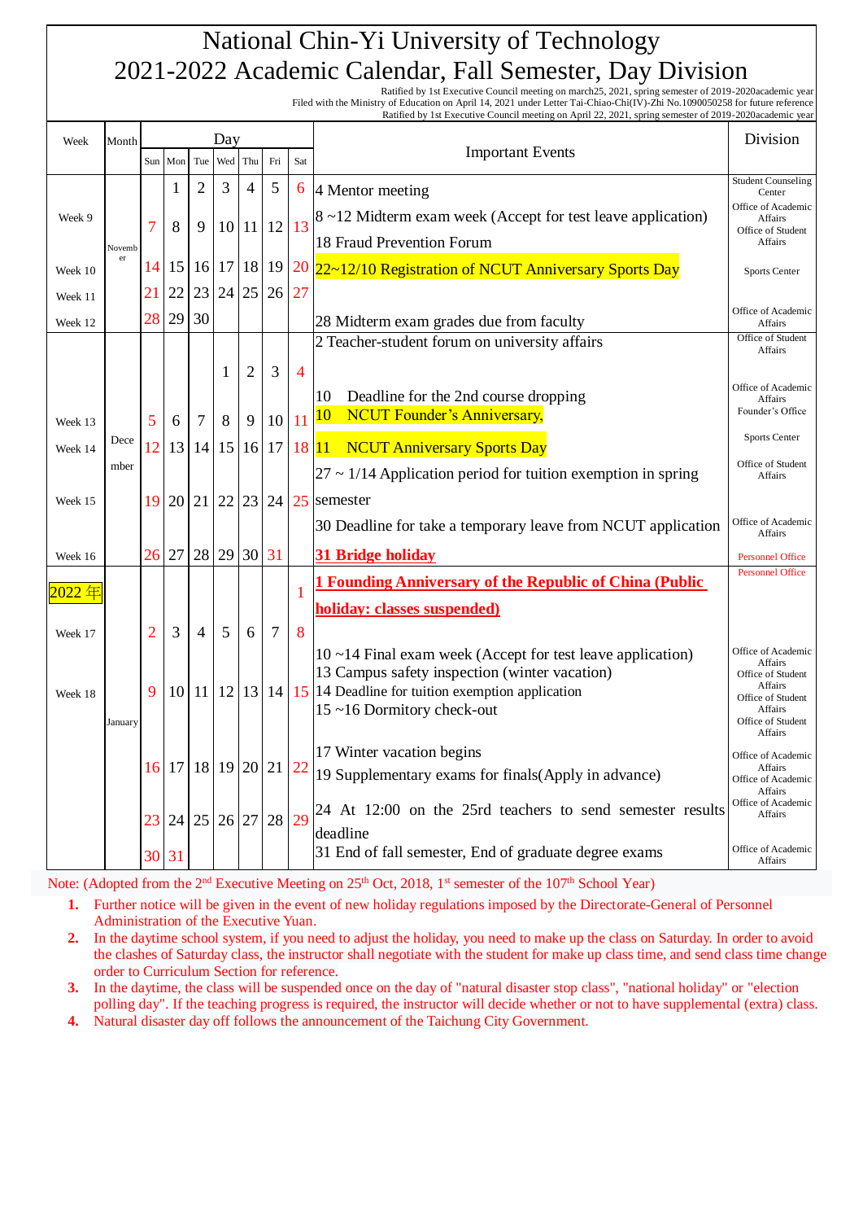# National Chin-Yi University of Technology
# 2021-2022 Academic Calendar, Fall Semester, Day Division

Ratified by 1st Executive Council meeting on march25, 2021, spring semester of 2019-2020academic year
Filed with the Ministry of Education on April 14, 2021 under Letter Tai-Chiao-Chi(IV)-Zhi No.1090050258 for future reference
Ratified by 1st Executive Council meeting on April 22, 2021, spring semester of 2019-2020academic year

| Week | Month | Sun | Mon | Tue | Wed | Thu | Fri | Sat | Important Events | Division |
|---|---|---|---|---|---|---|---|---|---|---|
| | November | | 1 | 2 | 3 | 4 | 5 | 6 | 4 Mentor meeting | Student Counseling Center |
| Week 9 | | 7 | 8 | 9 | 10 | 11 | 12 | 13 | 8 ~12 Midterm exam week (Accept for test leave application)<br>18 Fraud Prevention Forum | Office of Academic Affairs<br>Office of Student Affairs |
| Week 10 | | 14 | 15 | 16 | 17 | 18 | 19 | 20 | 22~12/10 Registration of NCUT Anniversary Sports Day | Sports Center |
| Week 11 | | 21 | 22 | 23 | 24 | 25 | 26 | 27 | | |
| Week 12 | | 28 | 29 | 30 | | | | | 28 Midterm exam grades due from faculty | Office of Academic Affairs |
| | December | | | | 1 | 2 | 3 | 4 | 2 Teacher-student forum on university affairs | Office of Student Affairs |
| Week 13 | | 5 | 6 | 7 | 8 | 9 | 10 | 11 | 10 Deadline for the 2nd course dropping<br>10 NCUT Founder's Anniversary, | Office of Academic Affairs<br>Founder's Office |
| Week 14 | | 12 | 13 | 14 | 15 | 16 | 17 | 18 | 11 NCUT Anniversary Sports Day<br>27 ~ 1/14 Application period for tuition exemption in spring semester | Sports Center<br>Office of Student Affairs |
| Week 15 | | 19 | 20 | 21 | 22 | 23 | 24 | 25 | 30 Deadline for take a temporary leave from NCUT application | Office of Academic Affairs |
| Week 16 | | 26 | 27 | 28 | 29 | 30 | 31 | | 31 Bridge holiday | Personnel Office |
| 2022 年 | January | | | | | | | 1 | 1 Founding Anniversary of the Republic of China (Public holiday: classes suspended) | Personnel Office |
| Week 17 | | 2 | 3 | 4 | 5 | 6 | 7 | 8 | | |
| Week 18 | | 9 | 10 | 11 | 12 | 13 | 14 | 15 | 10 ~14 Final exam week (Accept for test leave application)<br>13 Campus safety inspection (winter vacation)<br>14 Deadline for tuition exemption application<br>15 ~16 Dormitory check-out | Office of Academic Affairs<br>Office of Student Affairs<br>Office of Student Affairs<br>Office of Student Affairs |
| | | 16 | 17 | 18 | 19 | 20 | 21 | 22 | 17 Winter vacation begins<br>19 Supplementary exams for finals(Apply in advance) | Office of Academic Affairs<br>Office of Academic Affairs |
| | | 23 | 24 | 25 | 26 | 27 | 28 | 29 | 24 At 12:00 on the 25rd teachers to send semester results deadline | Office of Academic Affairs |
| | | 30 | 31 | | | | | | 31 End of fall semester, End of graduate degree exams | Office of Academic Affairs |

Note: (Adopted from the 2nd Executive Meeting on 25th Oct, 2018, 1st semester of the 107th School Year)

1. Further notice will be given in the event of new holiday regulations imposed by the Directorate-General of Personnel Administration of the Executive Yuan.
2. In the daytime school system, if you need to adjust the holiday, you need to make up the class on Saturday. In order to avoid the clashes of Saturday class, the instructor shall negotiate with the student for make up class time, and send class time change order to Curriculum Section for reference.
3. In the daytime, the class will be suspended once on the day of "natural disaster stop class", "national holiday" or "election polling day". If the teaching progress is required, the instructor will decide whether or not to have supplemental (extra) class.
4. Natural disaster day off follows the announcement of the Taichung City Government.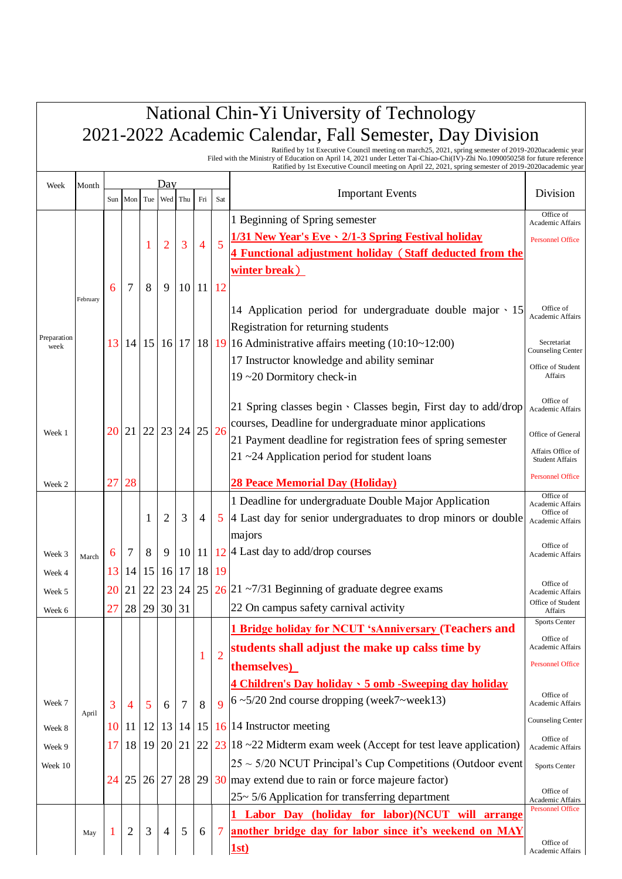# National Chin-Yi University of Technology
# 2021-2022 Academic Calendar, Fall Semester, Day Division

Ratified by 1st Executive Council meeting on march25, 2021, spring semester of 2019-2020academic year
Filed with the Ministry of Education on April 14, 2021 under Letter Tai-Chiao-Chi(IV)-Zhi No.1090050258 for future reference
Ratified by 1st Executive Council meeting on April 22, 2021, spring semester of 2019-2020academic year

| Week | Month | Sun | Mon | Tue | Wed | Thu | Fri | Sat | Important Events | Division |
|---|---|---|---|---|---|---|---|---|---|---|
| Preparation week | February | | | 1 | 2 | 3 | 4 | 5 | 1 Beginning of Spring semester<br>**1/31 New Year's Eve、2/1-3 Spring Festival holiday**<br>**4 Functional adjustment holiday（Staff deducted from the winter break）** | Office of Academic Affairs<br>Personnel Office |
| | | 6 | 7 | 8 | 9 | 10 | 11 | 12 | | |
| | | 13 | 14 | 15 | 16 | 17 | 18 | 19 | 14 Application period for undergraduate double major、15 Registration for returning students<br>16 Administrative affairs meeting (10:10~12:00)<br>17 Instructor knowledge and ability seminar<br>19 ~20 Dormitory check-in | Office of Academic Affairs<br>Secretariat<br>Counseling Center<br>Office of Student Affairs |
| Week 1 | | 20 | 21 | 22 | 23 | 24 | 25 | 26 | 21 Spring classes begin、Classes begin, First day to add/drop courses, Deadline for undergraduate minor applications<br>21 Payment deadline for registration fees of spring semester<br>21 ~24 Application period for student loans | Office of Academic Affairs<br>Office of General Affairs<br>Office of Student Affairs |
| Week 2 | | 27 | 28 | | | | | | **28 Peace Memorial Day (Holiday)** | Personnel Office |
| | March | | | 1 | 2 | 3 | 4 | 5 | 1 Deadline for undergraduate Double Major Application<br>4 Last day for senior undergraduates to drop minors or double majors | Office of Academic Affairs<br>Office of Academic Affairs |
| Week 3 | | 6 | 7 | 8 | 9 | 10 | 11 | 12 | 4 Last day to add/drop courses | Office of Academic Affairs |
| Week 4 | | 13 | 14 | 15 | 16 | 17 | 18 | 19 | | |
| Week 5 | | 20 | 21 | 22 | 23 | 24 | 25 | 26 | 21 ~7/31 Beginning of graduate degree exams | Office of Academic Affairs |
| Week 6 | | 27 | 28 | 29 | 30 | 31 | | | 22 On campus safety carnival activity | Office of Student Affairs<br>Sports Center |
| | April | | | | | | 1 | 2 | **1 Bridge holiday for NCUT 'sAnniversary (Teachers and students shall adjust the make up calss time by themselves)**<br>**4 Children's Day holiday、5 omb -Sweeping day holiday** | Office of Academic Affairs<br>Personnel Office |
| Week 7 | | 3 | 4 | 5 | 6 | 7 | 8 | 9 | 6 ~5/20 2nd course dropping (week7~week13) | Office of Academic Affairs |
| Week 8 | | 10 | 11 | 12 | 13 | 14 | 15 | 16 | 14 Instructor meeting | Counseling Center |
| Week 9 | | 17 | 18 | 19 | 20 | 21 | 22 | 23 | 18 ~22 Midterm exam week (Accept for test leave application) | Office of Academic Affairs |
| Week 10 | | 24 | 25 | 26 | 27 | 28 | 29 | 30 | 25 ~ 5/20 NCUT Principal's Cup Competitions (Outdoor event may extend due to rain or force majeure factor)<br>25~ 5/6 Application for transferring department | Sports Center<br>Office of Academic Affairs |
| | May | 1 | 2 | 3 | 4 | 5 | 6 | 7 | **1 Labor Day (holiday for labor)(NCUT will arrange another bridge day for labor since it's weekend on MAY 1st)** | Personnel Office<br>Office of Academic Affairs |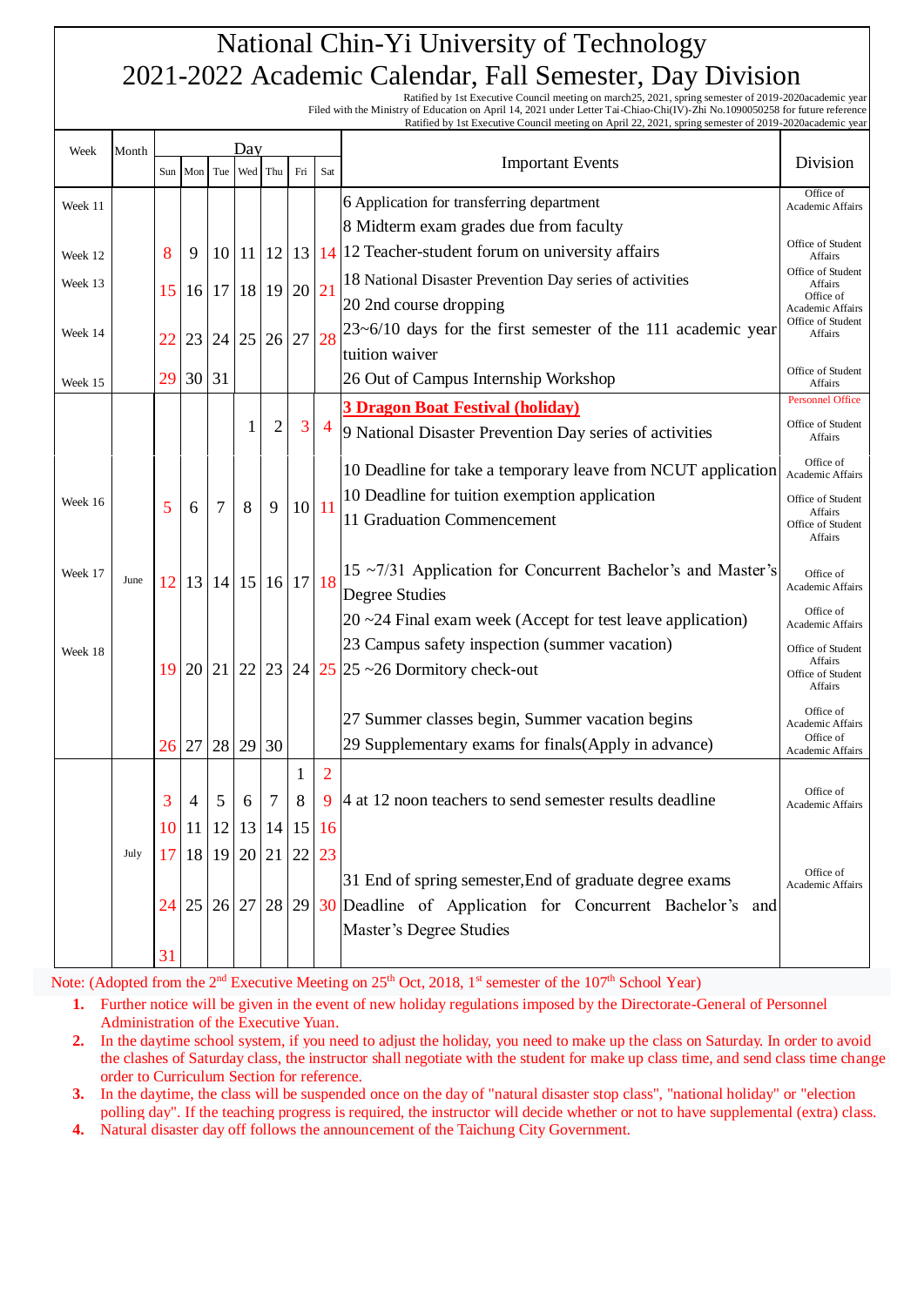# National Chin-Yi University of Technology
# 2021-2022 Academic Calendar, Fall Semester, Day Division

Ratified by 1st Executive Council meeting on march25, 2021, spring semester of 2019-2020academic year
Filed with the Ministry of Education on April 14, 2021 under Letter Tai-Chiao-Chi(IV)-Zhi No.1090050258 for future reference
Ratified by 1st Executive Council meeting on April 22, 2021, spring semester of 2019-2020academic year

| Week | Month | Sun | Mon | Tue | Wed | Thu | Fri | Sat | Important Events | Division |
|---|---|---|---|---|---|---|---|---|---|---|
| Week 11 | | | | | | | | | 6 Application for transferring department | Office of Academic Affairs |
| | | | | | | | | | 8 Midterm exam grades due from faculty | |
| Week 12 | | 8 | 9 | 10 | 11 | 12 | 13 | 14 | 12 Teacher-student forum on university affairs | Office of Student Affairs |
| Week 13 | | 15 | 16 | 17 | 18 | 19 | 20 | 21 | 18 National Disaster Prevention Day series of activities | Office of Student Affairs |
| | | | | | | | | | 20 2nd course dropping | Office of Academic Affairs |
| Week 14 | | 22 | 23 | 24 | 25 | 26 | 27 | 28 | 23~6/10 days for the first semester of the 111 academic year tuition waiver | Office of Student Affairs |
| Week 15 | | 29 | 30 | 31 | | | | | 26 Out of Campus Internship Workshop | Office of Student Affairs |
| | | | | | 1 | 2 | 3 | 4 | **3 Dragon Boat Festival (holiday)** | Personnel Office |
| | | | | | | | | | 9 National Disaster Prevention Day series of activities | Office of Student Affairs |
| Week 16 | | 5 | 6 | 7 | 8 | 9 | 10 | 11 | 10 Deadline for take a temporary leave from NCUT application | Office of Academic Affairs |
| | | | | | | | | | 10 Deadline for tuition exemption application | Office of Student Affairs |
| | | | | | | | | | 11 Graduation Commencement | Office of Student Affairs |
| Week 17 | June | 12 | 13 | 14 | 15 | 16 | 17 | 18 | 15 ~7/31 Application for Concurrent Bachelor's and Master's Degree Studies | Office of Academic Affairs |
| | | | | | | | | | 20 ~24 Final exam week (Accept for test leave application) | Office of Academic Affairs |
| Week 18 | | 19 | 20 | 21 | 22 | 23 | 24 | 25 | 23 Campus safety inspection (summer vacation) | Office of Student Affairs |
| | | | | | | | | | 25 ~26 Dormitory check-out | Office of Student Affairs |
| | | 26 | 27 | 28 | 29 | 30 | | | 27 Summer classes begin, Summer vacation begins | Office of Academic Affairs |
| | | | | | | | | | 29 Supplementary exams for finals(Apply in advance) | Office of Academic Affairs |
| | | | | | | | 1 | 2 | | |
| | | 3 | 4 | 5 | 6 | 7 | 8 | 9 | 4 at 12 noon teachers to send semester results deadline | Office of Academic Affairs |
| | | 10 | 11 | 12 | 13 | 14 | 15 | 16 | | |
| | July | 17 | 18 | 19 | 20 | 21 | 22 | 23 | | |
| | | 24 | 25 | 26 | 27 | 28 | 29 | 30 | 31 End of spring semester,End of graduate degree exams | Office of Academic Affairs |
| | | | | | | | | | 30 Deadline of Application for Concurrent Bachelor's and Master's Degree Studies | |
| | | 31 | | | | | | | | |

Note: (Adopted from the 2nd Executive Meeting on 25th Oct, 2018, 1st semester of the 107th School Year)

1. Further notice will be given in the event of new holiday regulations imposed by the Directorate-General of Personnel Administration of the Executive Yuan.
2. In the daytime school system, if you need to adjust the holiday, you need to make up the class on Saturday. In order to avoid the clashes of Saturday class, the instructor shall negotiate with the student for make up class time, and send class time change order to Curriculum Section for reference.
3. In the daytime, the class will be suspended once on the day of "natural disaster stop class", "national holiday" or "election polling day". If the teaching progress is required, the instructor will decide whether or not to have supplemental (extra) class.
4. Natural disaster day off follows the announcement of the Taichung City Government.